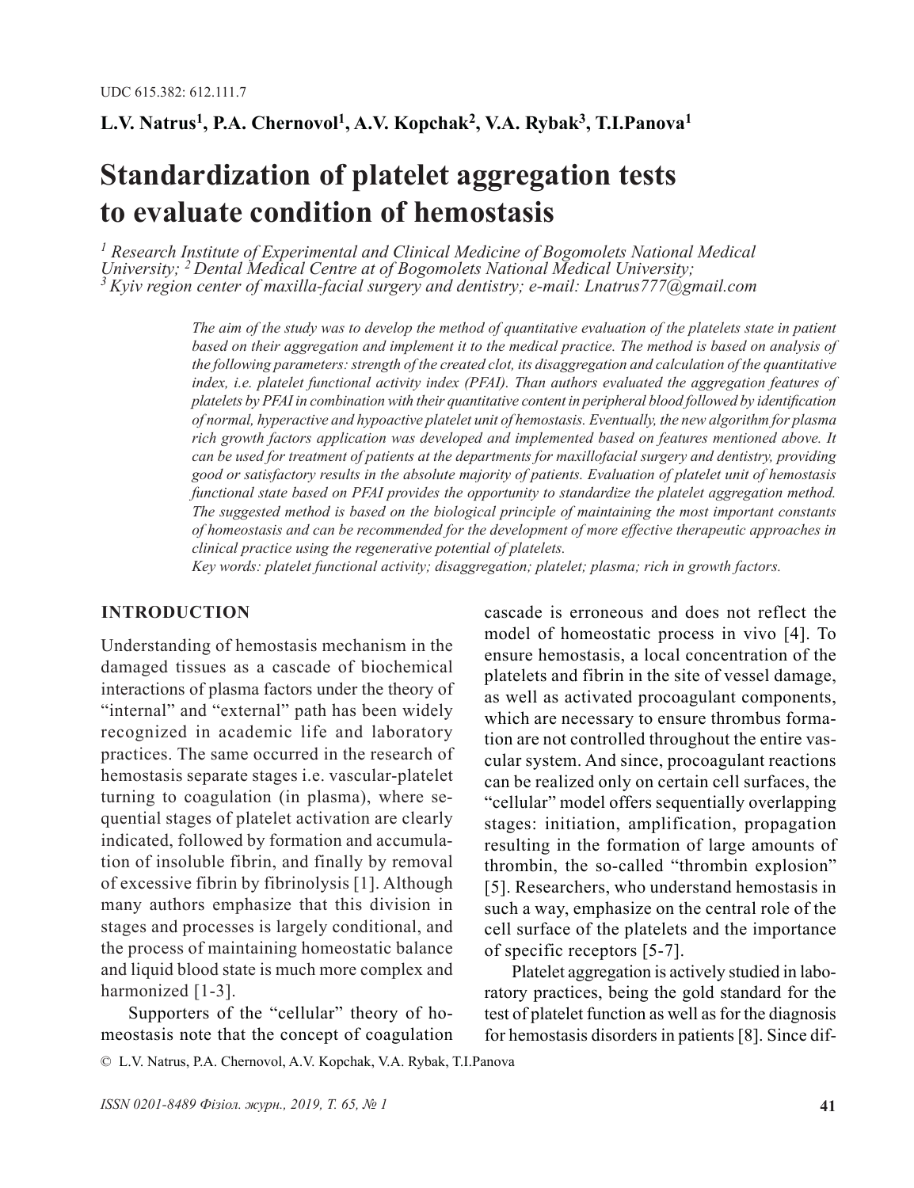UDC 615.382: 612.111.7

**L.V. Natrus[1], P.A. Chernovol[1], A.V. Kopchak[2], V.A. Rybak[3], T.I.Panova[1]**

# Standardization of platelet aggregation tests to evaluate condition of hemostasis

*[1] Research Institute of Experimental and Clinical Medicine of Bogomolets National Medical University; [2] Dental Medical Centre at of Bogomolets National Medical University; [3] Kyiv region center of maxilla-facial surgery and dentistry; e-mail: Lnatrus777@gmail.com*

*The aim of the study was to develop the method of quantitative evaluation of the platelets state in patient based on their aggregation and implement it to the medical practice. The method is based on analysis of the following parameters: strength of the created clot, its disaggregation and calculation of the quantitative index, i.e. platelet functional activity index (PFAI). Than authors evaluated the aggregation features of platelets by PFAI in combination with their quantitative content in peripheral blood followed by identification of normal, hyperactive and hypoactive platelet unit of hemostasis. Eventually, the new algorithm for plasma rich growth factors application was developed and implemented based on features mentioned above. It can be used for treatment of patients at the departments for maxillofacial surgery and dentistry, providing good or satisfactory results in the absolute majority of patients. Evaluation of platelet unit of hemostasis functional state based on PFAI provides the opportunity to standardize the platelet aggregation method. The suggested method is based on the biological principle of maintaining the most important constants of homeostasis and can be recommended for the development of more effective therapeutic approaches in clinical practice using the regenerative potential of platelets.*

*Key words: platelet functional activity; disaggregation; platelet; plasma; rich in growth factors.*

## INTRODUCTION

Understanding of hemostasis mechanism in the damaged tissues as a cascade of biochemical interactions of plasma factors under the theory of "internal" and "external" path has been widely recognized in academic life and laboratory practices. The same occurred in the research of hemostasis separate stages i.e. vascular-platelet turning to coagulation (in plasma), where sequential stages of platelet activation are clearly indicated, followed by formation and accumulation of insoluble fibrin, and finally by removal of excessive fibrin by fibrinolysis [1]. Although many authors emphasize that this division in stages and processes is largely conditional, and the process of maintaining homeostatic balance and liquid blood state is much more complex and harmonized [1-3].

Supporters of the "cellular" theory of homeostasis note that the concept of coagulation cascade is erroneous and does not reflect the model of homeostatic process in vivo [4]. To ensure hemostasis, a local concentration of the platelets and fibrin in the site of vessel damage, as well as activated procoagulant components, which are necessary to ensure thrombus formation are not controlled throughout the entire vascular system. And since, procoagulant reactions can be realized only on certain cell surfaces, the "cellular" model offers sequentially overlapping stages: initiation, amplification, propagation resulting in the formation of large amounts of thrombin, the so-called "thrombin explosion" [5]. Researchers, who understand hemostasis in such a way, emphasize on the central role of the cell surface of the platelets and the importance of specific receptors [5-7].

Platelet aggregation is actively studied in laboratory practices, being the gold standard for the test of platelet function as well as for the diagnosis for hemostasis disorders in patients [8]. Since dif-

© L.V. Natrus, P.A. Chernovol, A.V. Kopchak, V.A. Rybak, T.I.Panova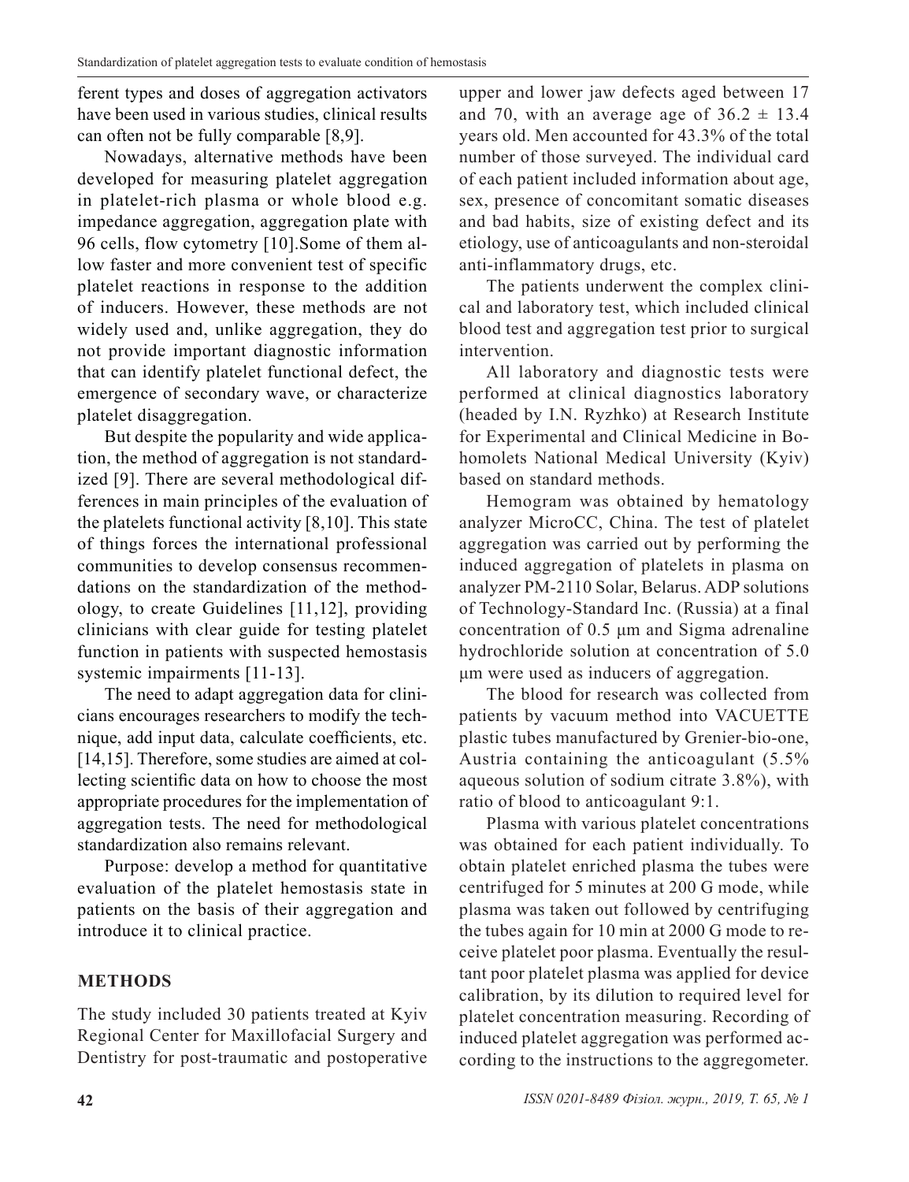ferent types and doses of aggregation activators have been used in various studies, clinical results can often not be fully comparable [8,9].

Nowadays, alternative methods have been developed for measuring platelet aggregation in platelet-rich plasma or whole blood e.g. impedance aggregation, aggregation plate with 96 cells, flow cytometry [10].Some of them allow faster and more convenient test of specific platelet reactions in response to the addition of inducers. However, these methods are not widely used and, unlike aggregation, they do not provide important diagnostic information that can identify platelet functional defect, the emergence of secondary wave, or characterize platelet disaggregation.

But despite the popularity and wide application, the method of aggregation is not standardized [9]. There are several methodological differences in main principles of the evaluation of the platelets functional activity [8,10]. This state of things forces the international professional communities to develop consensus recommendations on the standardization of the methodology, to create Guidelines [11,12], providing clinicians with clear guide for testing platelet function in patients with suspected hemostasis systemic impairments [11-13].

The need to adapt aggregation data for clinicians encourages researchers to modify the technique, add input data, calculate coefficients, etc. [14,15]. Therefore, some studies are aimed at collecting scientific data on how to choose the most appropriate procedures for the implementation of aggregation tests. The need for methodological standardization also remains relevant.

Purpose: develop a method for quantitative evaluation of the platelet hemostasis state in patients on the basis of their aggregation and introduce it to clinical practice.

## METHODS

The study included 30 patients treated at Kyiv Regional Center for Maxillofacial Surgery and Dentistry for post-traumatic and postoperative upper and lower jaw defects aged between 17 and 70, with an average age of $36.2 \pm 13.4$ years old. Men accounted for 43.3% of the total number of those surveyed. The individual card of each patient included information about age, sex, presence of concomitant somatic diseases and bad habits, size of existing defect and its etiology, use of anticoagulants and non-steroidal anti-inflammatory drugs, etc.

The patients underwent the complex clinical and laboratory test, which included clinical blood test and aggregation test prior to surgical intervention.

All laboratory and diagnostic tests were performed at clinical diagnostics laboratory (headed by I.N. Ryzhko) at Research Institute for Experimental and Clinical Medicine in Bohomolets National Medical University (Kyiv) based on standard methods.

Hemogram was obtained by hematology analyzer MicroCC, China. The test of platelet aggregation was carried out by performing the induced aggregation of platelets in plasma on analyzer PM-2110 Solar, Belarus. ADP solutions of Technology-Standard Inc. (Russia) at a final concentration of 0.5 μm and Sigma adrenaline hydrochloride solution at concentration of 5.0 μm were used as inducers of aggregation.

The blood for research was collected from patients by vacuum method into VACUETTE plastic tubes manufactured by Grenier-bio-one, Austria containing the anticoagulant (5.5% aqueous solution of sodium citrate 3.8%), with ratio of blood to anticoagulant 9:1.

Plasma with various platelet concentrations was obtained for each patient individually. To obtain platelet enriched plasma the tubes were centrifuged for 5 minutes at 200 G mode, while plasma was taken out followed by centrifuging the tubes again for 10 min at 2000 G mode to receive platelet poor plasma. Eventually the resultant poor platelet plasma was applied for device calibration, by its dilution to required level for platelet concentration measuring. Recording of induced platelet aggregation was performed according to the instructions to the aggregometer.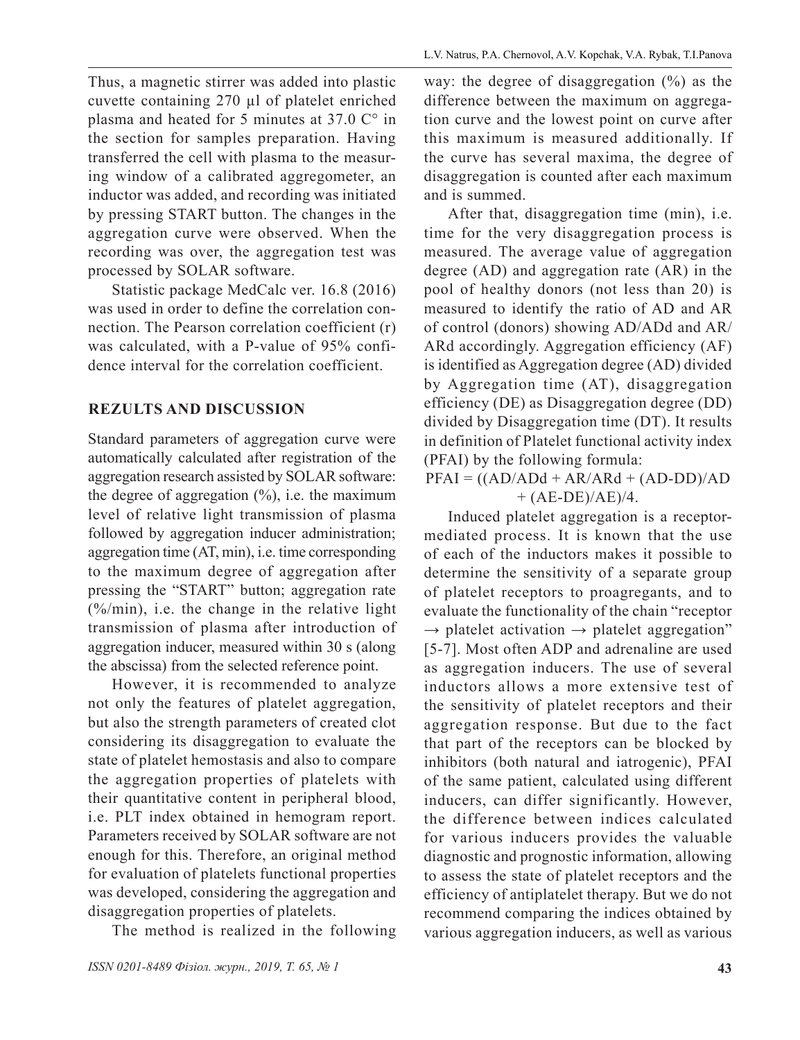Thus, a magnetic stirrer was added into plastic cuvette containing 270 µl of platelet enriched plasma and heated for 5 minutes at 37.0 C° in the section for samples preparation. Having transferred the cell with plasma to the measuring window of a calibrated aggregometer, an inductor was added, and recording was initiated by pressing START button. The changes in the aggregation curve were observed. When the recording was over, the aggregation test was processed by SOLAR software.

Statistic package MedCalc ver. 16.8 (2016) was used in order to define the correlation connection. The Pearson correlation coefficient (r) was calculated, with a P-value of 95% confidence interval for the correlation coefficient.

## REZULTS AND DISCUSSION

Standard parameters of aggregation curve were automatically calculated after registration of the aggregation research assisted by SOLAR software: the degree of aggregation (%), i.e. the maximum level of relative light transmission of plasma followed by aggregation inducer administration; aggregation time (AT, min), i.e. time corresponding to the maximum degree of aggregation after pressing the "START" button; aggregation rate (%/min), i.e. the change in the relative light transmission of plasma after introduction of aggregation inducer, measured within 30 s (along the abscissa) from the selected reference point.

However, it is recommended to analyze not only the features of platelet aggregation, but also the strength parameters of created clot considering its disaggregation to evaluate the state of platelet hemostasis and also to compare the aggregation properties of platelets with their quantitative content in peripheral blood, i.e. PLT index obtained in hemogram report. Parameters received by SOLAR software are not enough for this. Therefore, an original method for evaluation of platelets functional properties was developed, considering the aggregation and disaggregation properties of platelets.

The method is realized in the following way: the degree of disaggregation (%) as the difference between the maximum on aggregation curve and the lowest point on curve after this maximum is measured additionally. If the curve has several maxima, the degree of disaggregation is counted after each maximum and is summed.

After that, disaggregation time (min), i.e. time for the very disaggregation process is measured. The average value of aggregation degree (AD) and aggregation rate (AR) in the pool of healthy donors (not less than 20) is measured to identify the ratio of AD and AR of control (donors) showing AD/ADd and AR/ARd accordingly. Aggregation efficiency (AF) is identified as Aggregation degree (AD) divided by Aggregation time (AT), disaggregation efficiency (DE) as Disaggregation degree (DD) divided by Disaggregation time (DT). It results in definition of Platelet functional activity index (PFAI) by the following formula:

$$PFAI = ((AD/ADd + AR/ARd + (AD-DD)/AD + (AE-DE)/AE)/4.$$

Induced platelet aggregation is a receptor-mediated process. It is known that the use of each of the inductors makes it possible to determine the sensitivity of a separate group of platelet receptors to proagregants, and to evaluate the functionality of the chain "receptor → platelet activation → platelet aggregation" [5-7]. Most often ADP and adrenaline are used as aggregation inducers. The use of several inductors allows a more extensive test of the sensitivity of platelet receptors and their aggregation response. But due to the fact that part of the receptors can be blocked by inhibitors (both natural and iatrogenic), PFAI of the same patient, calculated using different inducers, can differ significantly. However, the difference between indices calculated for various inducers provides the valuable diagnostic and prognostic information, allowing to assess the state of platelet receptors and the efficiency of antiplatelet therapy. But we do not recommend comparing the indices obtained by various aggregation inducers, as well as various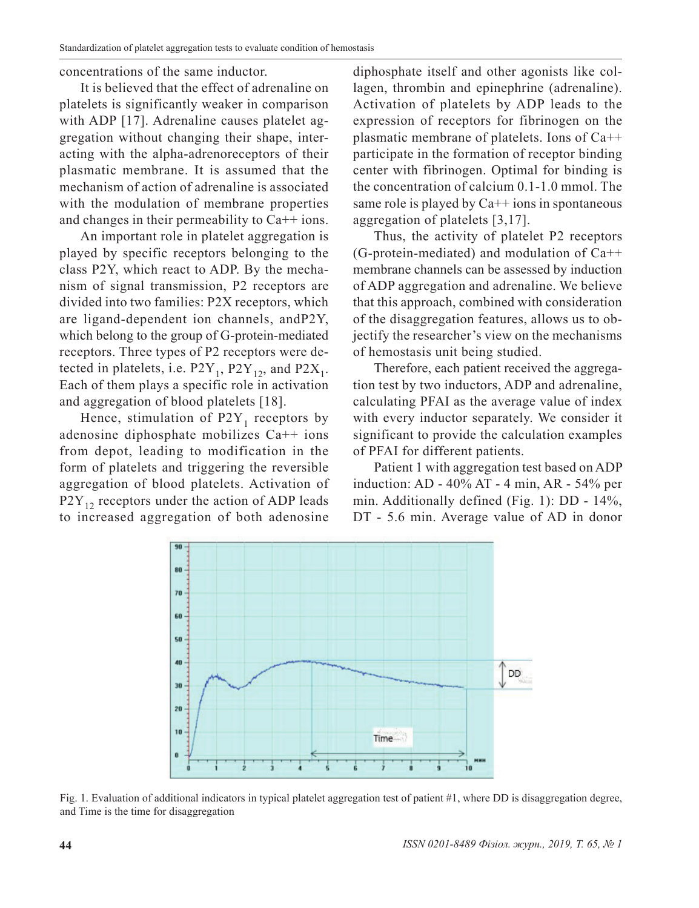concentrations of the same inductor.

It is believed that the effect of adrenaline on platelets is significantly weaker in comparison with ADP [17]. Adrenaline causes platelet aggregation without changing their shape, interacting with the alpha-adrenoreceptors of their plasmatic membrane. It is assumed that the mechanism of action of adrenaline is associated with the modulation of membrane properties and changes in their permeability to Ca++ ions.

An important role in platelet aggregation is played by specific receptors belonging to the class P2Y, which react to ADP. By the mechanism of signal transmission, P2 receptors are divided into two families: P2X receptors, which are ligand-dependent ion channels, andP2Y, which belong to the group of G-protein-mediated receptors. Three types of P2 receptors were detected in platelets, i.e. $P2Y_1$, $P2Y_{12}$, and $P2X_1$. Each of them plays a specific role in activation and aggregation of blood platelets [18].

Hence, stimulation of $P2Y_1$ receptors by adenosine diphosphate mobilizes Ca++ ions from depot, leading to modification in the form of platelets and triggering the reversible aggregation of blood platelets. Activation of $P2Y_{12}$ receptors under the action of ADP leads to increased aggregation of both adenosine diphosphate itself and other agonists like collagen, thrombin and epinephrine (adrenaline). Activation of platelets by ADP leads to the expression of receptors for fibrinogen on the plasmatic membrane of platelets. Ions of Ca++ participate in the formation of receptor binding center with fibrinogen. Optimal for binding is the concentration of calcium 0.1-1.0 mmol. The same role is played by Ca++ ions in spontaneous aggregation of platelets [3,17].

Thus, the activity of platelet P2 receptors (G-protein-mediated) and modulation of Ca++ membrane channels can be assessed by induction of ADP aggregation and adrenaline. We believe that this approach, combined with consideration of the disaggregation features, allows us to objectify the researcher's view on the mechanisms of hemostasis unit being studied.

Therefore, each patient received the aggregation test by two inductors, ADP and adrenaline, calculating PFAI as the average value of index with every inductor separately. We consider it significant to provide the calculation examples of PFAI for different patients.

Patient 1 with aggregation test based on ADP induction: AD - 40% AT - 4 min, AR - 54% per min. Additionally defined (Fig. 1): DD - 14%, DT - 5.6 min. Average value of AD in donor

Fig. 1. Evaluation of additional indicators in typical platelet aggregation test of patient #1, where DD is disaggregation degree, and Time is the time for disaggregation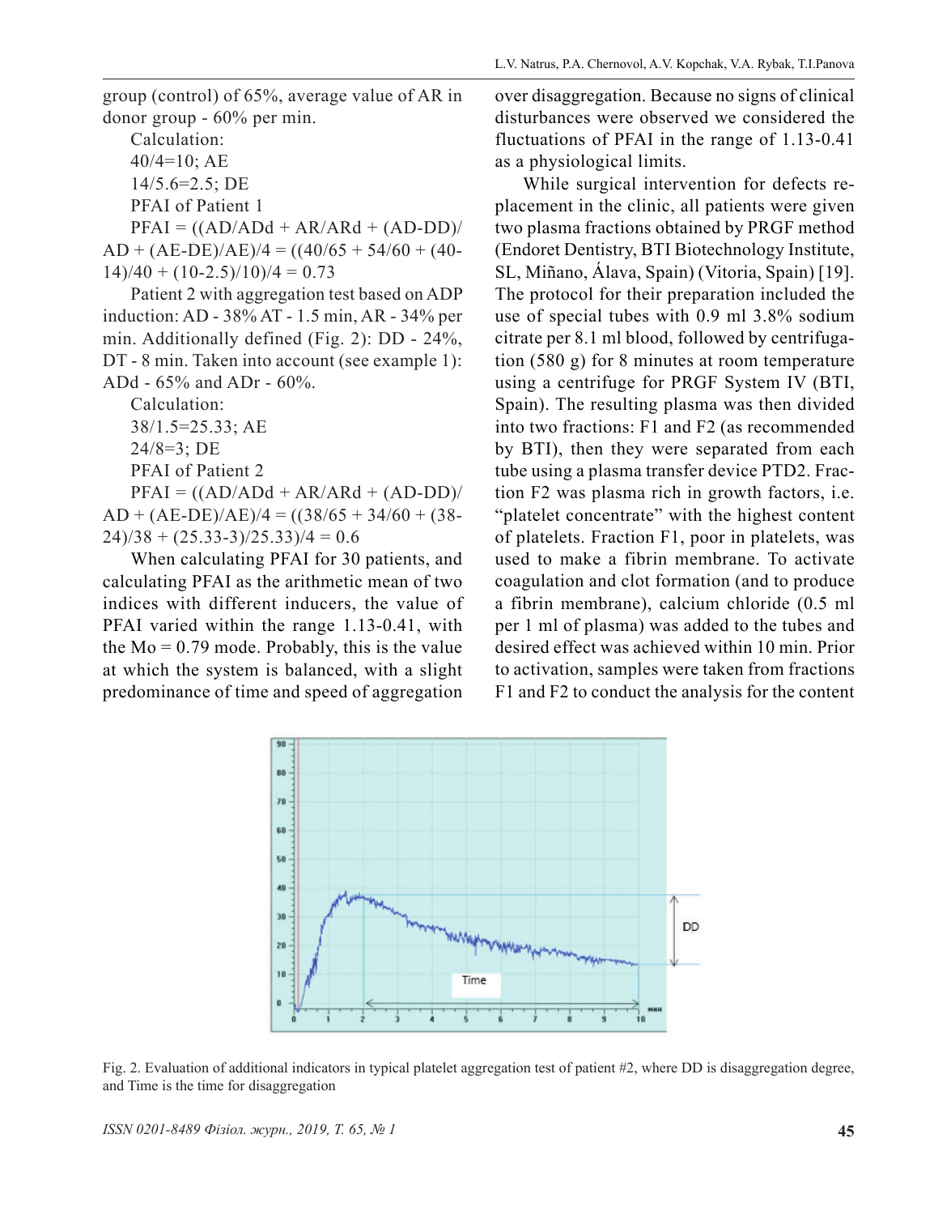group (control) of 65%, average value of AR in donor group - 60% per min.

Calculation:

40/4=10; AE

14/5.6=2.5; DE

PFAI of Patient 1

PFAI = ((AD/ADd + AR/ARd + (AD-DD)/AD + (AE-DE)/AE)/4 = ((40/65 + 54/60 + (40-14)/40 + (10-2.5)/10)/4 = 0.73

Patient 2 with aggregation test based on ADP induction: AD - 38% AT - 1.5 min, AR - 34% per min. Additionally defined (Fig. 2): DD - 24%, DT - 8 min. Taken into account (see example 1): ADd - 65% and ADr - 60%.

Calculation:

38/1.5=25.33; AE

24/8=3; DE

PFAI of Patient 2

PFAI = ((AD/ADd + AR/ARd + (AD-DD)/AD + (AE-DE)/AE)/4 = ((38/65 + 34/60 + (38-24)/38 + (25.33-3)/25.33)/4 = 0.6

When calculating PFAI for 30 patients, and calculating PFAI as the arithmetic mean of two indices with different inducers, the value of PFAI varied within the range 1.13-0.41, with the Mo = 0.79 mode. Probably, this is the value at which the system is balanced, with a slight predominance of time and speed of aggregation over disaggregation. Because no signs of clinical disturbances were observed we considered the fluctuations of PFAI in the range of 1.13-0.41 as a physiological limits.

While surgical intervention for defects replacement in the clinic, all patients were given two plasma fractions obtained by PRGF method (Endoret Dentistry, BTI Biotechnology Institute, SL, Miñano, Álava, Spain) (Vitoria, Spain) [19]. The protocol for their preparation included the use of special tubes with 0.9 ml 3.8% sodium citrate per 8.1 ml blood, followed by centrifugation (580 g) for 8 minutes at room temperature using a centrifuge for PRGF System IV (BTI, Spain). The resulting plasma was then divided into two fractions: F1 and F2 (as recommended by BTI), then they were separated from each tube using a plasma transfer device PTD2. Fraction F2 was plasma rich in growth factors, i.e. "platelet concentrate" with the highest content of platelets. Fraction F1, poor in platelets, was used to make a fibrin membrane. To activate coagulation and clot formation (and to produce a fibrin membrane), calcium chloride (0.5 ml per 1 ml of plasma) was added to the tubes and desired effect was achieved within 10 min. Prior to activation, samples were taken from fractions F1 and F2 to conduct the analysis for the content

Fig. 2. Evaluation of additional indicators in typical platelet aggregation test of patient #2, where DD is disaggregation degree, and Time is the time for disaggregation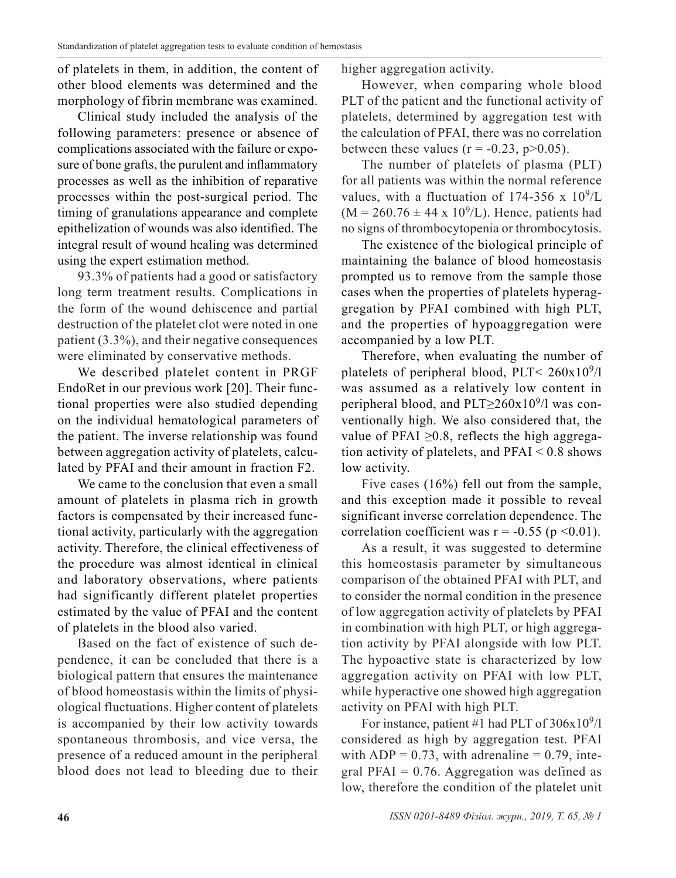of platelets in them, in addition, the content of other blood elements was determined and the morphology of fibrin membrane was examined.

Clinical study included the analysis of the following parameters: presence or absence of complications associated with the failure or exposure of bone grafts, the purulent and inflammatory processes as well as the inhibition of reparative processes within the post-surgical period. The timing of granulations appearance and complete epithelization of wounds was also identified. The integral result of wound healing was determined using the expert estimation method.

93.3% of patients had a good or satisfactory long term treatment results. Complications in the form of the wound dehiscence and partial destruction of the platelet clot were noted in one patient (3.3%), and their negative consequences were eliminated by conservative methods.

We described platelet content in PRGF EndoRet in our previous work [20]. Their functional properties were also studied depending on the individual hematological parameters of the patient. The inverse relationship was found between aggregation activity of platelets, calculated by PFAI and their amount in fraction F2.

We came to the conclusion that even a small amount of platelets in plasma rich in growth factors is compensated by their increased functional activity, particularly with the aggregation activity. Therefore, the clinical effectiveness of the procedure was almost identical in clinical and laboratory observations, where patients had significantly different platelet properties estimated by the value of PFAI and the content of platelets in the blood also varied.

Based on the fact of existence of such dependence, it can be concluded that there is a biological pattern that ensures the maintenance of blood homeostasis within the limits of physiological fluctuations. Higher content of platelets is accompanied by their low activity towards spontaneous thrombosis, and vice versa, the presence of a reduced amount in the peripheral blood does not lead to bleeding due to their higher aggregation activity.

However, when comparing whole blood PLT of the patient and the functional activity of platelets, determined by aggregation test with the calculation of PFAI, there was no correlation between these values ($r = -0.23$, $p>0.05$).

The number of platelets of plasma (PLT) for all patients was within the normal reference values, with a fluctuation of 174-356 x $10^9$/L ($M = 260.76 \pm 44 \times 10^9$/L). Hence, patients had no signs of thrombocytopenia or thrombocytosis.

The existence of the biological principle of maintaining the balance of blood homeostasis prompted us to remove from the sample those cases when the properties of platelets hyperaggregation by PFAI combined with high PLT, and the properties of hypoaggregation were accompanied by a low PLT.

Therefore, when evaluating the number of platelets of peripheral blood, PLT< $260 \times 10^9$/l was assumed as a relatively low content in peripheral blood, and PLT$\geq 260 \times 10^9$/l was conventionally high. We also considered that, the value of PFAI $\geq 0.8$, reflects the high aggregation activity of platelets, and PFAI < 0.8 shows low activity.

Five cases (16%) fell out from the sample, and this exception made it possible to reveal significant inverse correlation dependence. The correlation coefficient was $r = -0.55$ ($p < 0.01$).

As a result, it was suggested to determine this homeostasis parameter by simultaneous comparison of the obtained PFAI with PLT, and to consider the normal condition in the presence of low aggregation activity of platelets by PFAI in combination with high PLT, or high aggregation activity by PFAI alongside with low PLT. The hypoactive state is characterized by low aggregation activity on PFAI with low PLT, while hyperactive one showed high aggregation activity on PFAI with high PLT.

For instance, patient #1 had PLT of $306 \times 10^9$/l considered as high by aggregation test. PFAI with ADP = 0.73, with adrenaline = 0.79, integral PFAI = 0.76. Aggregation was defined as low, therefore the condition of the platelet unit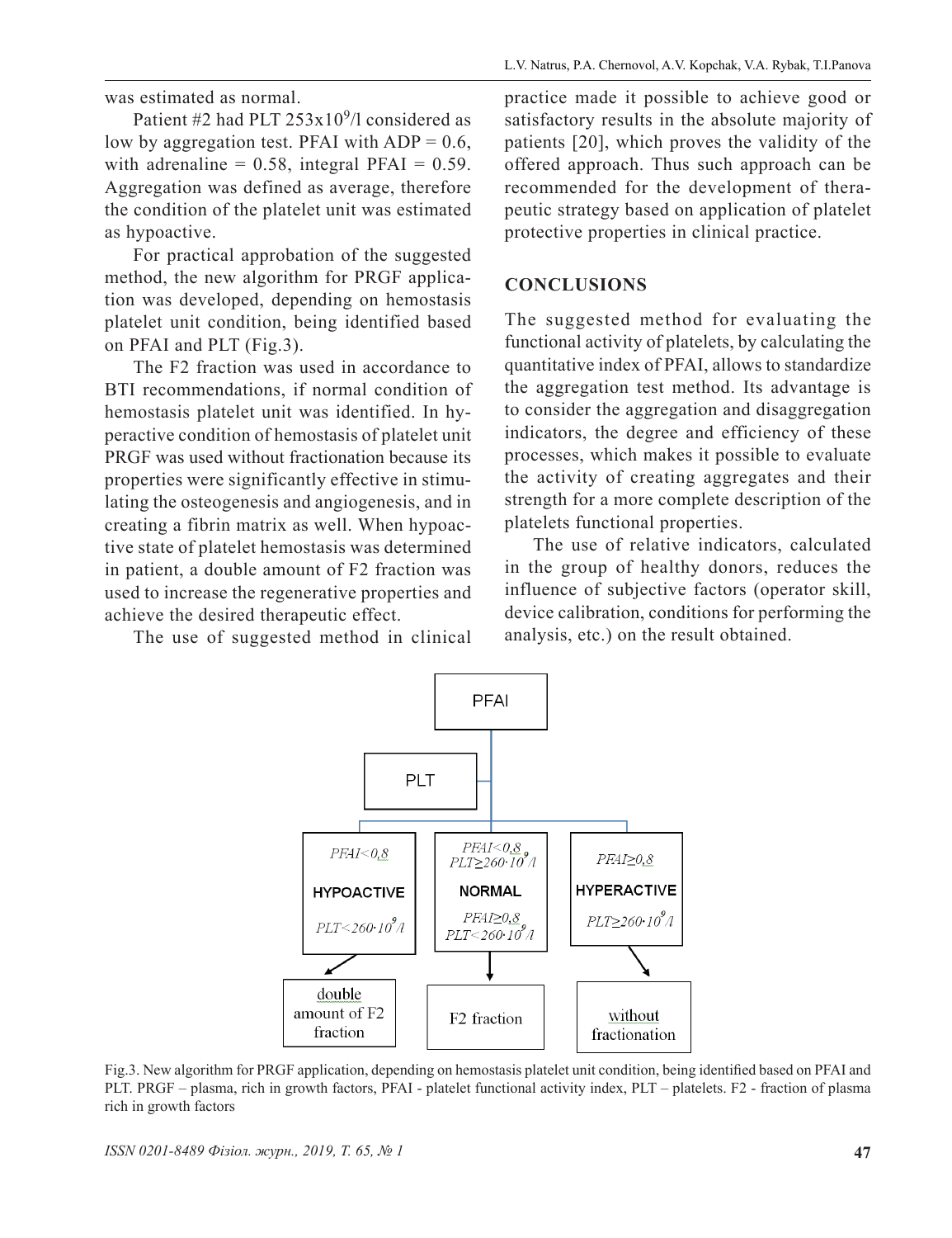was estimated as normal.

Patient #2 had PLT $253x10^9$/l considered as low by aggregation test. PFAI with ADP = 0.6, with adrenaline = 0.58, integral PFAI = 0.59. Aggregation was defined as average, therefore the condition of the platelet unit was estimated as hypoactive.

For practical approbation of the suggested method, the new algorithm for PRGF application was developed, depending on hemostasis platelet unit condition, being identified based on PFAI and PLT (Fig.3).

The F2 fraction was used in accordance to BTI recommendations, if normal condition of hemostasis platelet unit was identified. In hyperactive condition of hemostasis of platelet unit PRGF was used without fractionation because its properties were significantly effective in stimulating the osteogenesis and angiogenesis, and in creating a fibrin matrix as well. When hypoactive state of platelet hemostasis was determined in patient, a double amount of F2 fraction was used to increase the regenerative properties and achieve the desired therapeutic effect.

The use of suggested method in clinical practice made it possible to achieve good or satisfactory results in the absolute majority of patients [20], which proves the validity of the offered approach. Thus such approach can be recommended for the development of therapeutic strategy based on application of platelet protective properties in clinical practice.

## CONCLUSIONS

The suggested method for evaluating the functional activity of platelets, by calculating the quantitative index of PFAI, allows to standardize the aggregation test method. Its advantage is to consider the aggregation and disaggregation indicators, the degree and efficiency of these processes, which makes it possible to evaluate the activity of creating aggregates and their strength for a more complete description of the platelets functional properties.

The use of relative indicators, calculated in the group of healthy donors, reduces the influence of subjective factors (operator skill, device calibration, conditions for performing the analysis, etc.) on the result obtained.

PFAI

PLT

| HYPOACTIVE | NORMAL | HYPERACTIVE |
|---|---|---|
| $PFAI<0,8$ <br> $PLT<260\cdot10^9/l$ | $PFAI<0,8$, $PLT\geq260\cdot10^9/l$ <br> $PFAI\geq0,8$, $PLT<260\cdot10^9/l$ | $PFAI\geq0,8$ <br> $PLT\geq260\cdot10^9/l$ |
| double amount of F2 fraction | F2 fraction | without fractionation |

Fig.3. New algorithm for PRGF application, depending on hemostasis platelet unit condition, being identified based on PFAI and PLT. PRGF – plasma, rich in growth factors, PFAI - platelet functional activity index, PLT – platelets. F2 - fraction of plasma rich in growth factors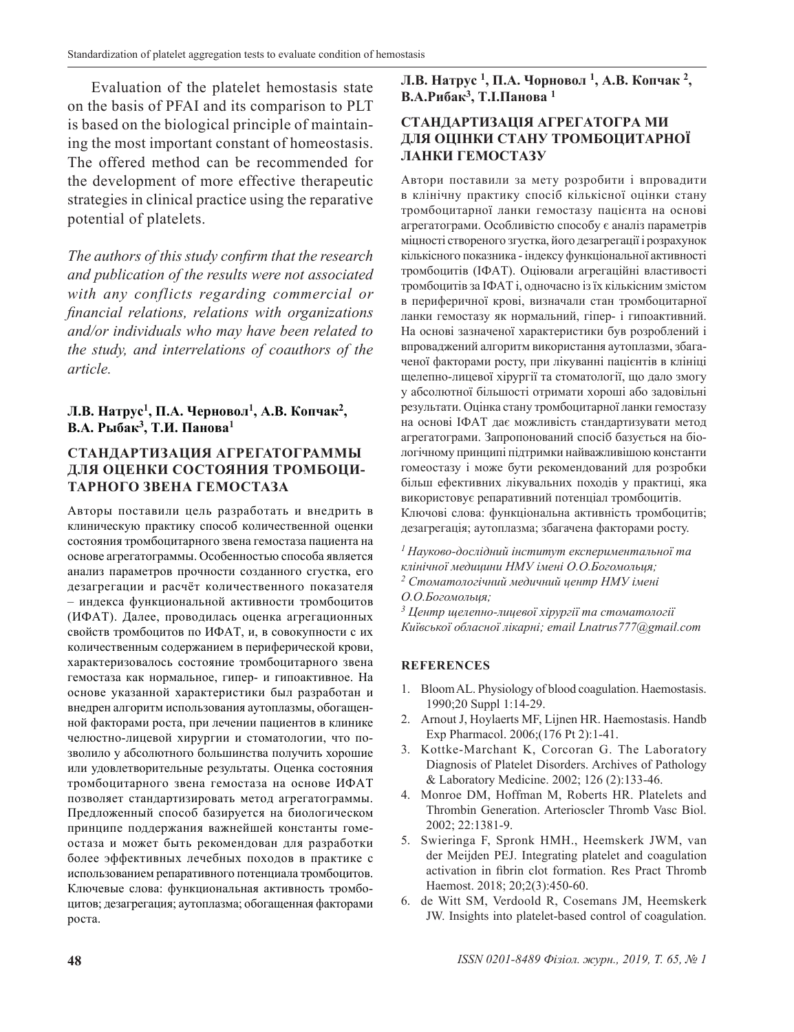Evaluation of the platelet hemostasis state on the basis of PFAI and its comparison to PLT is based on the biological principle of maintaining the most important constant of homeostasis. The offered method can be recommended for the development of more effective therapeutic strategies in clinical practice using the reparative potential of platelets.

*The authors of this study confirm that the research and publication of the results were not associated with any conflicts regarding commercial or financial relations, relations with organizations and/or individuals who may have been related to the study, and interrelations of coauthors of the article.*

**Л.В. Натрус[1], П.А. Черновол[1], А.В. Копчак[2], В.А. Рыбак[3], Т.И. Панова[1]**

## СТАНДАРТИЗАЦИЯ АГРЕГАТОГРАММЫ ДЛЯ ОЦЕНКИ СОСТОЯНИЯ ТРОМБОЦИТАРНОГО ЗВЕНА ГЕМОСТАЗА

Авторы поставили цель разработать и внедрить в клиническую практику способ количественной оценки состояния тромбоцитарного звена гемостаза пациента на основе агрегатограммы. Особенностью способа является анализ параметров прочности созданного сгустка, его дезагрегации и расчёт количественного показателя – индекса функциональной активности тромбоцитов (ИФАТ). Далее, проводилась оценка агрегационных свойств тромбоцитов по ИФАТ, и, в совокупности с их количественным содержанием в периферической крови, характеризовалось состояние тромбоцитарного звена гемостаза как нормальное, гипер- и гипоактивное. На основе указанной характеристики был разработан и внедрен алгоритм использования аутоплазмы, обогащенной факторами роста, при лечении пациентов в клинике челюстно-лицевой хирургии и стоматологии, что позволило у абсолютного большинства получить хорошие или удовлетворительные результаты. Оценка состояния тромбоцитарного звена гемостаза на основе ИФАТ позволяет стандартизировать метод агрегатограммы. Предложенный способ базируется на биологическом принципе поддержания важнейшей константы гомеостаза и может быть рекомендован для разработки более эффективных лечебных походов в практике с использованием репаративного потенциала тромбоцитов.
Ключевые слова: функциональная активность тромбоцитов; дезагрегация; аутоплазма; обогащенная факторами роста.

**Л.В. Натрус [1], П.А. Чорновол [1], А.В. Копчак [2], В.А.Рибак[3], Т.І.Панова [1]**

## СТАНДАРТИЗАЦІЯ АГРЕГАТОГРА МИ ДЛЯ ОЦІНКИ СТАНУ ТРОМБОЦИТАРНОЇ ЛАНКИ ГЕМОСТАЗУ

Автори поставили за мету розробити і впровадити в клінічну практику спосіб кількісної оцінки стану тромбоцитарної ланки гемостазу пацієнта на основі агрегатограми. Особливістю способу є аналіз параметрів міцності створеного згустка, його дезагрегації і розрахунок кількісного показника - індексу функціональної активності тромбоцитів (ІФАТ). Оцінювали агрегаційні властивості тромбоцитів за ІФАТ і, одночасно із їх кількісним змістом в периферичної крові, визначали стан тромбоцитарної ланки гемостазу як нормальний, гіпер- і гипоактивний. На основі зазначеної характеристики був розроблений і впроваджений алгоритм використання аутоплазми, збагаченої факторами росту, при лікуванні пацієнтів в клініці щелепно-лицевої хірургії та стоматології, що дало змогу у абсолютній більшості отримати хороші або задовільні результати. Оцінка стану тромбоцитарної ланки гемостазу на основі ІФАТ дає можливість стандартизувати метод агрегатограми. Запропонований спосіб базується на біологічному принципі підтримки найважливішою константи гомеостазу і може бути рекомендований для розробки більш ефективних лікувальних походів у практиці, яка використовує репаративний потенціал тромбоцитів.
Ключові слова: функціональна активність тромбоцитів; дезагрегація; аутоплазма; збагачена факторами росту.

*[1] Науково-дослідний інститут експериментальної та клінічної медицини НМУ імені О.О.Богомольця;*
*[2] Стоматологічний медичний центр НМУ імені О.О.Богомольця;*
*[3] Центр щелепно-лицевої хірургії та стоматології Київської обласної лікарні; email Lnatrus777@gmail.com*

## REFERENCES

1. Bloom AL. Physiology of blood coagulation. Haemostasis. 1990;20 Suppl 1:14-29.
2. Arnout J, Hoylaerts MF, Lijnen HR. Haemostasis. Handb Exp Pharmacol. 2006;(176 Pt 2):1-41.
3. Kottke-Marchant K, Corcoran G. The Laboratory Diagnosis of Platelet Disorders. Archives of Pathology & Laboratory Medicine. 2002; 126 (2):133-46.
4. Monroe DM, Hoffman M, Roberts HR. Platelets and Thrombin Generation. Arterioscler Thromb Vasc Biol. 2002; 22:1381-9.
5. Swieringa F, Spronk HMH., Heemskerk JWM, van der Meijden PEJ. Integrating platelet and coagulation activation in fibrin clot formation. Res Pract Thromb Haemost. 2018; 20;2(3):450-60.
6. de Witt SM, Verdoold R, Cosemans JM, Heemskerk JW. Insights into platelet-based control of coagulation.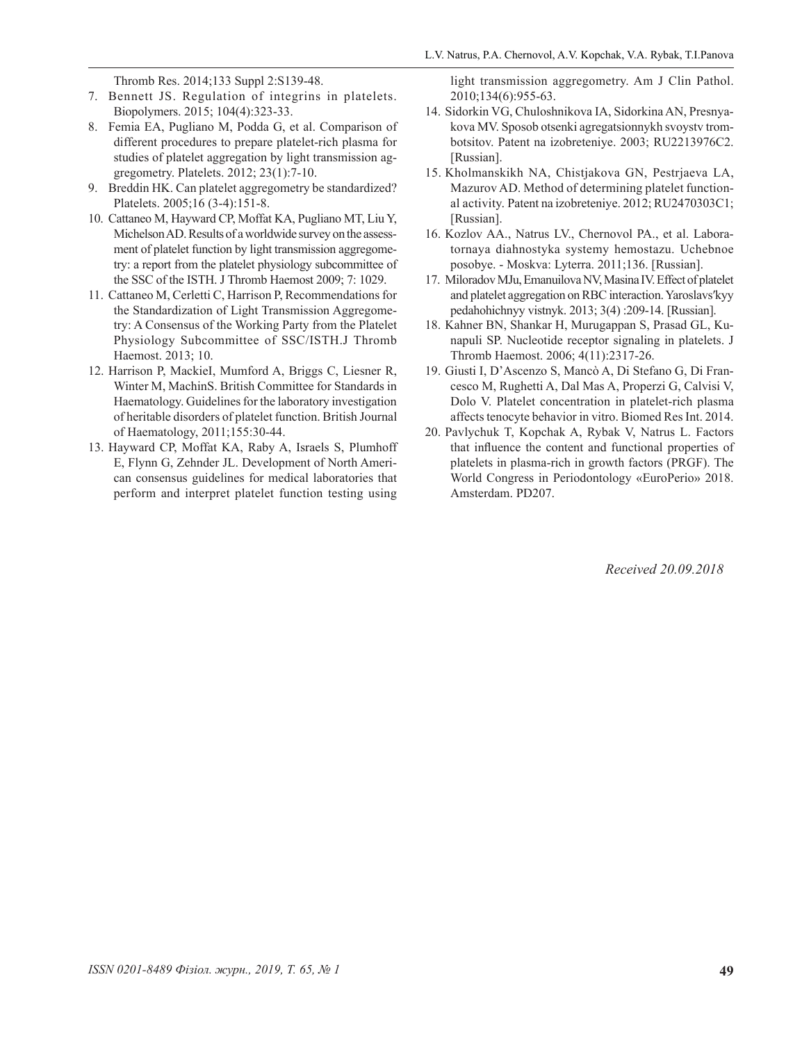Thromb Res. 2014;133 Suppl 2:S139-48.

7. Bennett JS. Regulation of integrins in platelets. Biopolymers. 2015; 104(4):323-33.
8. Femia EA, Pugliano M, Podda G, et al. Comparison of different procedures to prepare platelet-rich plasma for studies of platelet aggregation by light transmission aggregometry. Platelets. 2012; 23(1):7-10.
9. Breddin HK. Can platelet aggregometry be standardized? Platelets. 2005;16 (3-4):151-8.
10. Cattaneo M, Hayward CP, Moffat KA, Pugliano MT, Liu Y, Michelson AD. Results of a worldwide survey on the assessment of platelet function by light transmission aggregometry: a report from the platelet physiology subcommittee of the SSC of the ISTH. J Thromb Haemost 2009; 7: 1029.
11. Cattaneo M, Cerletti C, Harrison P, Recommendations for the Standardization of Light Transmission Aggregometry: A Consensus of the Working Party from the Platelet Physiology Subcommittee of SSC/ISTH.J Thromb Haemost. 2013; 10.
12. Harrison P, MackieI, Mumford A, Briggs C, Liesner R, Winter M, MachinS. British Committee for Standards in Haematology. Guidelines for the laboratory investigation of heritable disorders of platelet function. British Journal of Haematology, 2011;155:30-44.
13. Hayward CP, Moffat KA, Raby A, Israels S, Plumhoff E, Flynn G, Zehnder JL. Development of North American consensus guidelines for medical laboratories that perform and interpret platelet function testing using light transmission aggregometry. Am J Clin Pathol. 2010;134(6):955-63.
14. Sidorkin VG, Chuloshnikova IA, Sidorkina AN, Presnyakova MV. Sposob otsenki agregatsionnykh svoystv trombotsitov. Patent na izobreteniye. 2003; RU2213976C2. [Russian].
15. Kholmanskikh NA, Chistjakova GN, Pestrjaeva LA, Mazurov AD. Method of determining platelet functional activity. Patent na izobreteniye. 2012; RU2470303C1; [Russian].
16. Kozlov AA., Natrus LV., Chernovol PA., et al. Laboratornaya diahnostyka systemy hemostazu. Uchebnoe posobye. - Moskva: Lyterra. 2011;136. [Russian].
17. Miloradov MJu, Emanuilova NV, Masina IV. Effect of platelet and platelet aggregation on RBC interaction. Yaroslavs′kyy pedahohichnyy vistnyk. 2013; 3(4) :209-14. [Russian].
18. Kahner BN, Shankar H, Murugappan S, Prasad GL, Kunapuli SP. Nucleotide receptor signaling in platelets. J Thromb Haemost. 2006; 4(11):2317-26.
19. Giusti I, D'Ascenzo S, Mancò A, Di Stefano G, Di Francesco M, Rughetti A, Dal Mas A, Properzi G, Calvisi V, Dolo V. Platelet concentration in platelet-rich plasma affects tenocyte behavior in vitro. Biomed Res Int. 2014.
20. Pavlychuk T, Kopchak A, Rybak V, Natrus L. Factors that influence the content and functional properties of platelets in plasma-rich in growth factors (PRGF). The World Congress in Periodontology «EuroPerio» 2018. Amsterdam. PD207.

*Received 20.09.2018*